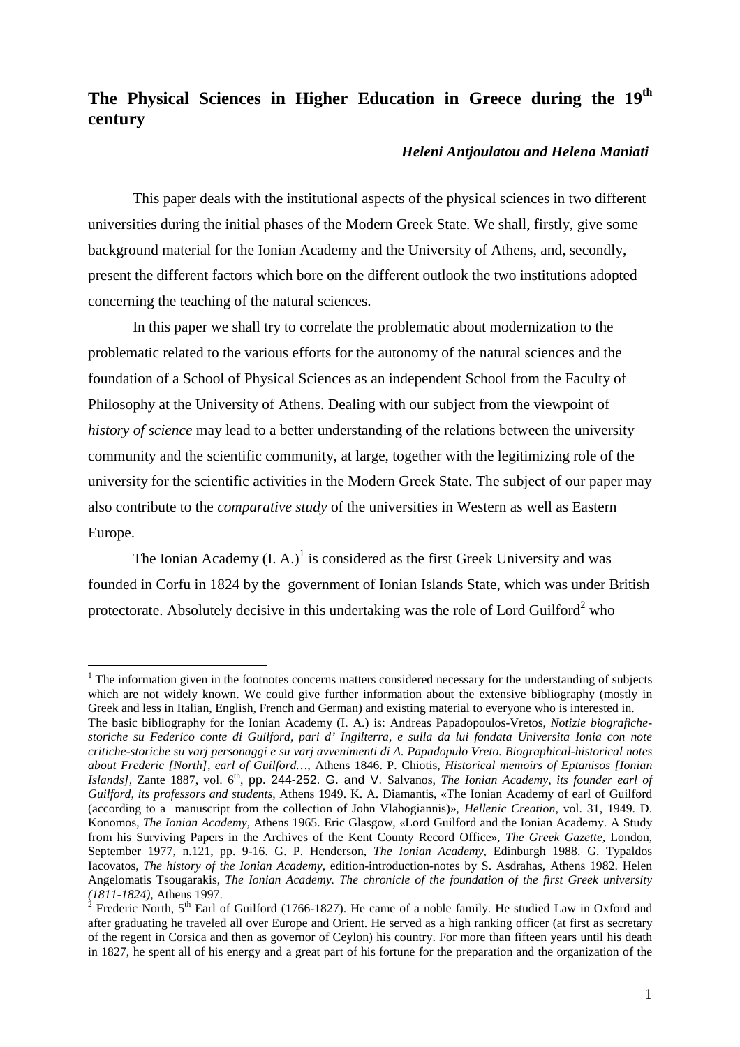# The Physical Sciences in Higher Education in Greece during the 19th century

***Heleni Antjoulatou and Helena Maniati***

This paper deals with the institutional aspects of the physical sciences in two different universities during the initial phases of the Modern Greek State. We shall, firstly, give some background material for the Ionian Academy and the University of Athens, and, secondly, present the different factors which bore on the different outlook the two institutions adopted concerning the teaching of the natural sciences.

In this paper we shall try to correlate the problematic about modernization to the problematic related to the various efforts for the autonomy of the natural sciences and the foundation of a School of Physical Sciences as an independent School from the Faculty of Philosophy at the University of Athens. Dealing with our subject from the viewpoint of *history of science* may lead to a better understanding of the relations between the university community and the scientific community, at large, together with the legitimizing role of the university for the scientific activities in the Modern Greek State. The subject of our paper may also contribute to the *comparative study* of the universities in Western as well as Eastern Europe.

The Ionian Academy (I. A.)[1] is considered as the first Greek University and was founded in Corfu in 1824 by the government of Ionian Islands State, which was under British protectorate. Absolutely decisive in this undertaking was the role of Lord Guilford[2] who

---

[1] The information given in the footnotes concerns matters considered necessary for the understanding of subjects which are not widely known. We could give further information about the extensive bibliography (mostly in Greek and less in Italian, English, French and German) and existing material to everyone who is interested in.
The basic bibliography for the Ionian Academy (I. A.) is: Andreas Papadopoulos-Vretos, *Notizie biografiche-storiche su Federico conte di Guilford, pari d' Ingilterra, e sulla da lui fondata Universita Ionia con note critiche-storiche su varj personaggi e su varj avvenimenti di A. Papadopulo Vreto. Biographical-historical notes about Frederic [North], earl of Guilford…*, Athens 1846. P. Chiotis, *Historical memoirs of Eptanisos [Ionian Islands]*, Zante 1887, vol. 6th, pp. 244-252. G. and V. Salvanos, *The Ionian Academy, its founder earl of Guilford, its professors and students*, Athens 1949. K. A. Diamantis, «The Ionian Academy of earl of Guilford (according to a manuscript from the collection of John Vlahogiannis)», *Hellenic Creation*, vol. 31, 1949. D. Konomos, *The Ionian Academy*, Athens 1965. Eric Glasgow, «Lord Guilford and the Ionian Academy. A Study from his Surviving Papers in the Archives of the Kent County Record Office», *The Greek Gazette*, London, September 1977, n.121, pp. 9-16. G. P. Henderson, *The Ionian Academy*, Edinburgh 1988. G. Typaldos Iacovatos, *The history of the Ionian Academy*, edition-introduction-notes by S. Asdrahas, Athens 1982. Helen Angelomatis Tsougarakis, *The Ionian Academy. The chronicle of the foundation of the first Greek university (1811-1824)*, Athens 1997.

[2] Frederic North, 5th Earl of Guilford (1766-1827). He came of a noble family. He studied Law in Oxford and after graduating he traveled all over Europe and Orient. He served as a high ranking officer (at first as secretary of the regent in Corsica and then as governor of Ceylon) his country. For more than fifteen years until his death in 1827, he spent all of his energy and a great part of his fortune for the preparation and the organization of the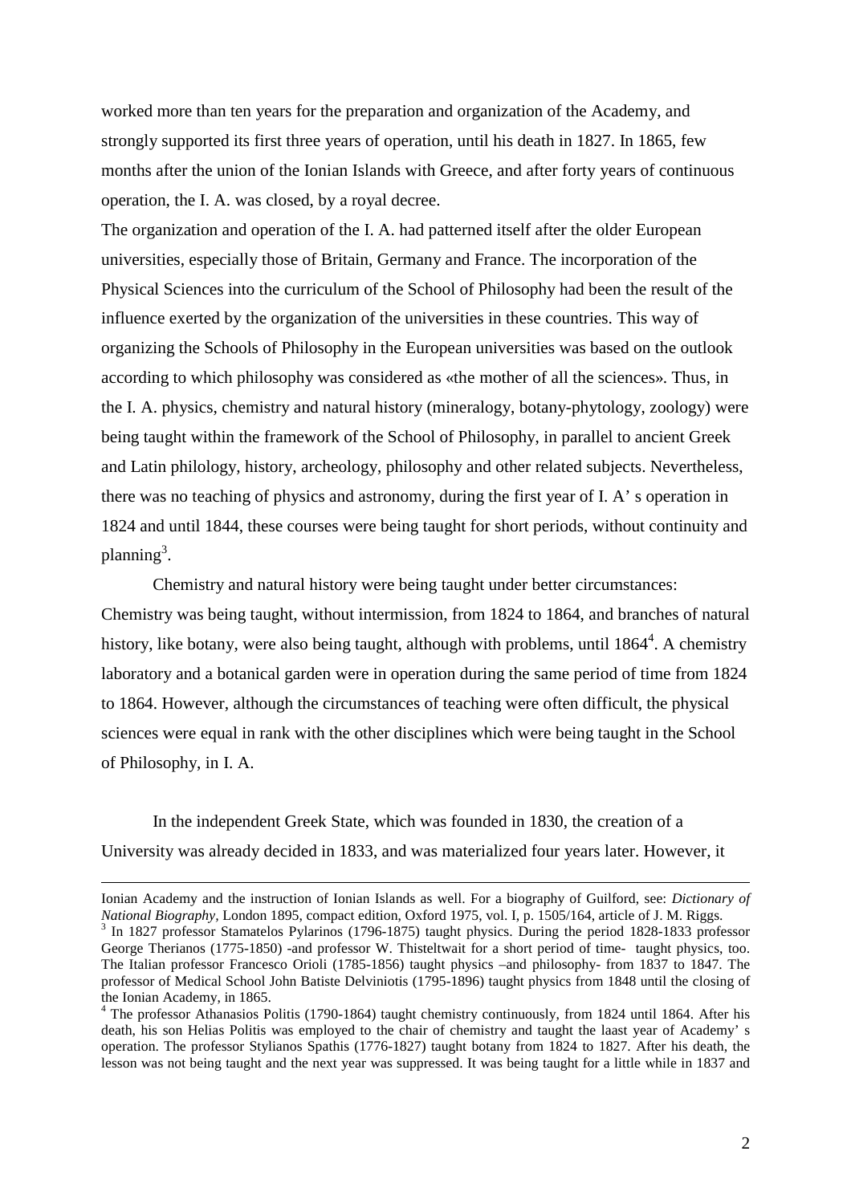worked more than ten years for the preparation and organization of the Academy, and strongly supported its first three years of operation, until his death in 1827. In 1865, few months after the union of the Ionian Islands with Greece, and after forty years of continuous operation, the I. A. was closed, by a royal decree.

The organization and operation of the I. A. had patterned itself after the older European universities, especially those of Britain, Germany and France. The incorporation of the Physical Sciences into the curriculum of the School of Philosophy had been the result of the influence exerted by the organization of the universities in these countries. This way of organizing the Schools of Philosophy in the European universities was based on the outlook according to which philosophy was considered as «the mother of all the sciences». Thus, in the I. A. physics, chemistry and natural history (mineralogy, botany-phytology, zoology) were being taught within the framework of the School of Philosophy, in parallel to ancient Greek and Latin philology, history, archeology, philosophy and other related subjects. Nevertheless, there was no teaching of physics and astronomy, during the first year of I. A' s operation in 1824 and until 1844, these courses were being taught for short periods, without continuity and planning[3].

Chemistry and natural history were being taught under better circumstances: Chemistry was being taught, without intermission, from 1824 to 1864, and branches of natural history, like botany, were also being taught, although with problems, until 1864[4]. A chemistry laboratory and a botanical garden were in operation during the same period of time from 1824 to 1864. However, although the circumstances of teaching were often difficult, the physical sciences were equal in rank with the other disciplines which were being taught in the School of Philosophy, in I. A.

In the independent Greek State, which was founded in 1830, the creation of a University was already decided in 1833, and was materialized four years later. However, it

---

Ionian Academy and the instruction of Ionian Islands as well. For a biography of Guilford, see: *Dictionary of National Biography*, London 1895, compact edition, Oxford 1975, vol. I, p. 1505/164, article of J. M. Riggs.

[3] In 1827 professor Stamatelos Pylarinos (1796-1875) taught physics. During the period 1828-1833 professor George Therianos (1775-1850) -and professor W. Thisteltwait for a short period of time- taught physics, too. The Italian professor Francesco Orioli (1785-1856) taught physics –and philosophy- from 1837 to 1847. The professor of Medical School John Batiste Delviniotis (1795-1896) taught physics from 1848 until the closing of the Ionian Academy, in 1865.

[4] The professor Athanasios Politis (1790-1864) taught chemistry continuously, from 1824 until 1864. After his death, his son Helias Politis was employed to the chair of chemistry and taught the laast year of Academy' s operation. The professor Stylianos Spathis (1776-1827) taught botany from 1824 to 1827. After his death, the lesson was not being taught and the next year was suppressed. It was being taught for a little while in 1837 and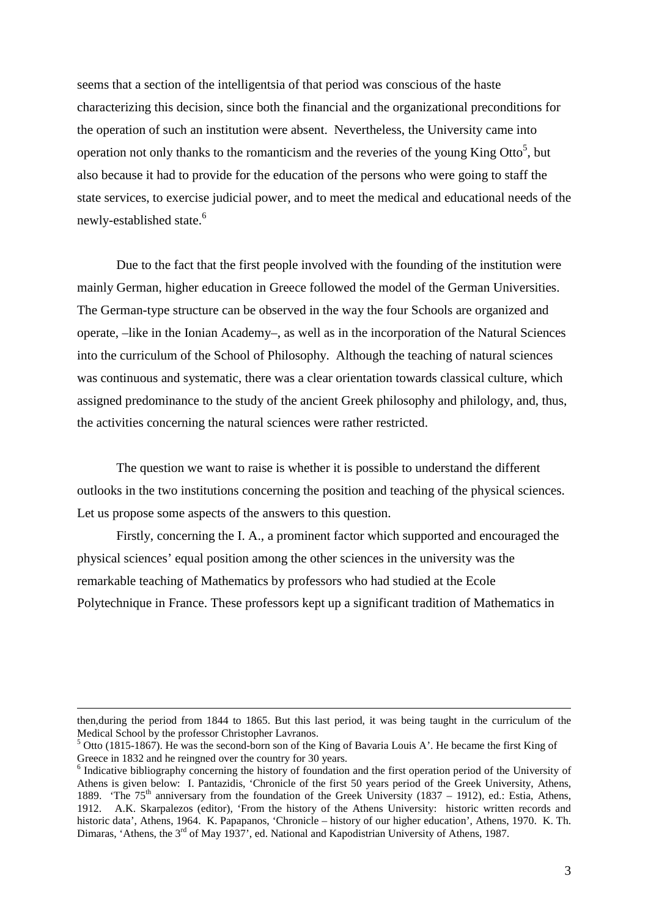seems that a section of the intelligentsia of that period was conscious of the haste characterizing this decision, since both the financial and the organizational preconditions for the operation of such an institution were absent. Nevertheless, the University came into operation not only thanks to the romanticism and the reveries of the young King Otto[5], but also because it had to provide for the education of the persons who were going to staff the state services, to exercise judicial power, and to meet the medical and educational needs of the newly-established state.[6]

Due to the fact that the first people involved with the founding of the institution were mainly German, higher education in Greece followed the model of the German Universities. The German-type structure can be observed in the way the four Schools are organized and operate, –like in the Ionian Academy–, as well as in the incorporation of the Natural Sciences into the curriculum of the School of Philosophy. Although the teaching of natural sciences was continuous and systematic, there was a clear orientation towards classical culture, which assigned predominance to the study of the ancient Greek philosophy and philology, and, thus, the activities concerning the natural sciences were rather restricted.

The question we want to raise is whether it is possible to understand the different outlooks in the two institutions concerning the position and teaching of the physical sciences. Let us propose some aspects of the answers to this question.

Firstly, concerning the I. A., a prominent factor which supported and encouraged the physical sciences' equal position among the other sciences in the university was the remarkable teaching of Mathematics by professors who had studied at the Ecole Polytechnique in France. These professors kept up a significant tradition of Mathematics in

---

then,during the period from 1844 to 1865. But this last period, it was being taught in the curriculum of the Medical School by the professor Christopher Lavranos.

[5] Otto (1815-1867). He was the second-born son of the King of Bavaria Louis A'. He became the first King of Greece in 1832 and he reingned over the country for 30 years.

[6] Indicative bibliography concerning the history of foundation and the first operation period of the University of Athens is given below: I. Pantazidis, 'Chronicle of the first 50 years period of the Greek University, Athens, 1889. 'The 75th anniversary from the foundation of the Greek University (1837 – 1912), ed.: Estia, Athens, 1912. A.K. Skarpalezos (editor), 'From the history of the Athens University: historic written records and historic data', Athens, 1964. K. Papapanos, 'Chronicle – history of our higher education', Athens, 1970. K. Th. Dimaras, 'Athens, the 3rd of May 1937', ed. National and Kapodistrian University of Athens, 1987.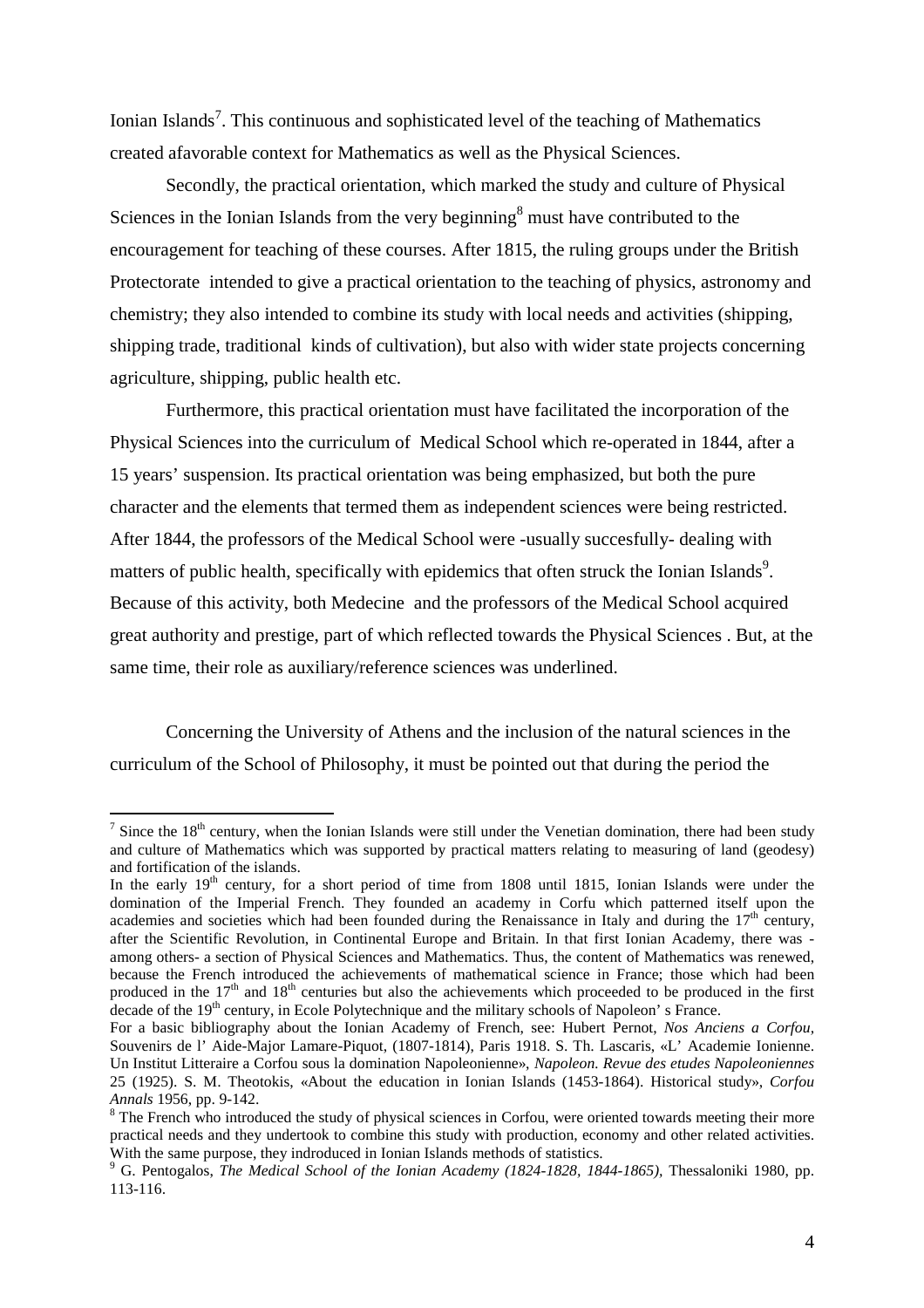Ionian Islands[7]. This continuous and sophisticated level of the teaching of Mathematics created afavorable context for Mathematics as well as the Physical Sciences.

Secondly, the practical orientation, which marked the study and culture of Physical Sciences in the Ionian Islands from the very beginning[8] must have contributed to the encouragement for teaching of these courses. After 1815, the ruling groups under the British Protectorate intended to give a practical orientation to the teaching of physics, astronomy and chemistry; they also intended to combine its study with local needs and activities (shipping, shipping trade, traditional kinds of cultivation), but also with wider state projects concerning agriculture, shipping, public health etc.

Furthermore, this practical orientation must have facilitated the incorporation of the Physical Sciences into the curriculum of Medical School which re-operated in 1844, after a 15 years' suspension. Its practical orientation was being emphasized, but both the pure character and the elements that termed them as independent sciences were being restricted. After 1844, the professors of the Medical School were -usually succesfully- dealing with matters of public health, specifically with epidemics that often struck the Ionian Islands[9]. Because of this activity, both Medecine and the professors of the Medical School acquired great authority and prestige, part of which reflected towards the Physical Sciences . But, at the same time, their role as auxiliary/reference sciences was underlined.

Concerning the University of Athens and the inclusion of the natural sciences in the curriculum of the School of Philosophy, it must be pointed out that during the period the

---

[7] Since the 18th century, when the Ionian Islands were still under the Venetian domination, there had been study and culture of Mathematics which was supported by practical matters relating to measuring of land (geodesy) and fortification of the islands.

In the early 19th century, for a short period of time from 1808 until 1815, Ionian Islands were under the domination of the Imperial French. They founded an academy in Corfu which patterned itself upon the academies and societies which had been founded during the Renaissance in Italy and during the 17th century, after the Scientific Revolution, in Continental Europe and Britain. In that first Ionian Academy, there was - among others- a section of Physical Sciences and Mathematics. Thus, the content of Mathematics was renewed, because the French introduced the achievements of mathematical science in France; those which had been produced in the 17th and 18th centuries but also the achievements which proceeded to be produced in the first decade of the 19th century, in Ecole Polytechnique and the military schools of Napoleon' s France.

For a basic bibliography about the Ionian Academy of French, see: Hubert Pernot, *Nos Anciens a Corfou*, Souvenirs de l' Aide-Major Lamare-Piquot, (1807-1814), Paris 1918. S. Th. Lascaris, «L' Academie Ionienne. Un Institut Litteraire a Corfou sous la domination Napoleonienne», *Napoleon. Revue des etudes Napoleoniennes* 25 (1925). S. M. Theotokis, «About the education in Ionian Islands (1453-1864). Historical study», *Corfou Annals* 1956, pp. 9-142.

[8] The French who introduced the study of physical sciences in Corfou, were oriented towards meeting their more practical needs and they undertook to combine this study with production, economy and other related activities. With the same purpose, they indroduced in Ionian Islands methods of statistics.

[9] G. Pentogalos, *The Medical School of the Ionian Academy (1824-1828, 1844-1865)*, Thessaloniki 1980, pp. 113-116.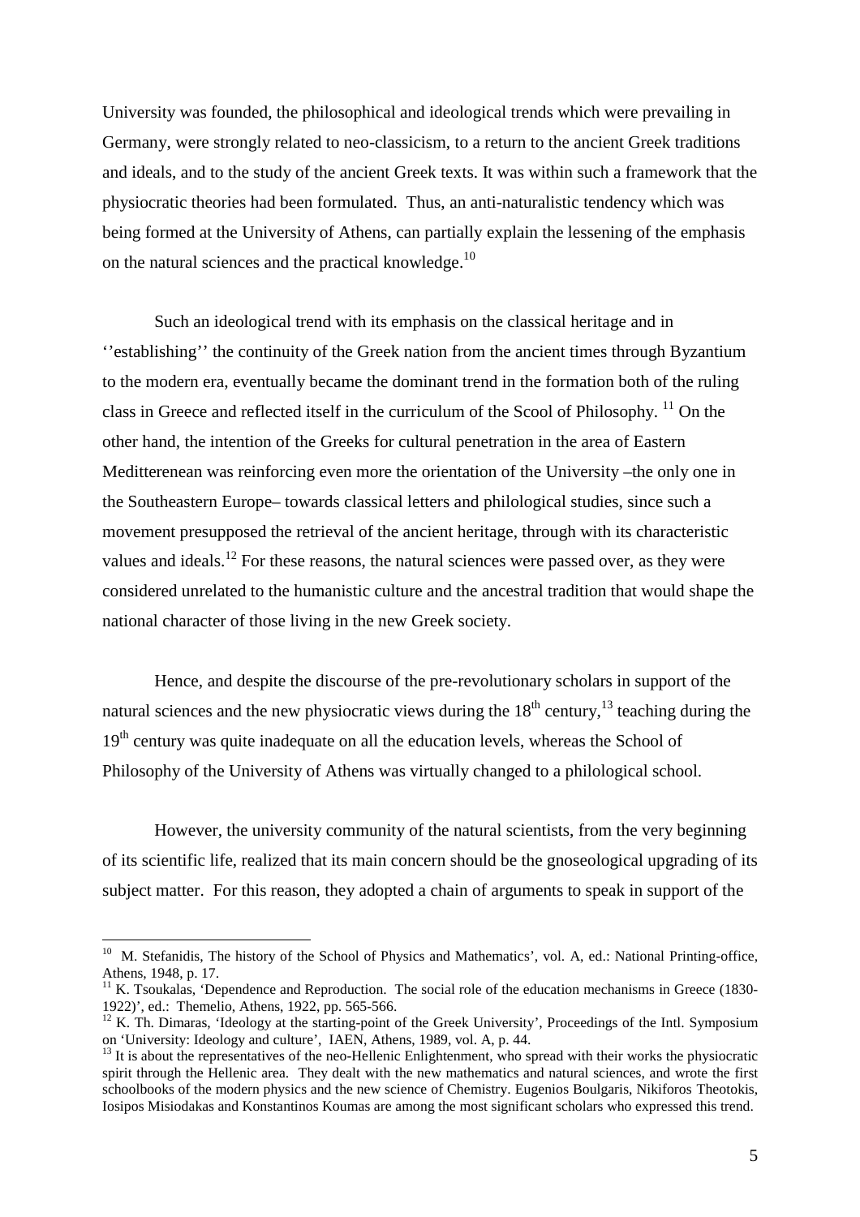University was founded, the philosophical and ideological trends which were prevailing in Germany, were strongly related to neo-classicism, to a return to the ancient Greek traditions and ideals, and to the study of the ancient Greek texts. It was within such a framework that the physiocratic theories had been formulated. Thus, an anti-naturalistic tendency which was being formed at the University of Athens, can partially explain the lessening of the emphasis on the natural sciences and the practical knowledge.[10]

Such an ideological trend with its emphasis on the classical heritage and in ''establishing'' the continuity of the Greek nation from the ancient times through Byzantium to the modern era, eventually became the dominant trend in the formation both of the ruling class in Greece and reflected itself in the curriculum of the Scool of Philosophy. [11] On the other hand, the intention of the Greeks for cultural penetration in the area of Eastern Meditterenean was reinforcing even more the orientation of the University –the only one in the Southeastern Europe– towards classical letters and philological studies, since such a movement presupposed the retrieval of the ancient heritage, through with its characteristic values and ideals.[12] For these reasons, the natural sciences were passed over, as they were considered unrelated to the humanistic culture and the ancestral tradition that would shape the national character of those living in the new Greek society.

Hence, and despite the discourse of the pre-revolutionary scholars in support of the natural sciences and the new physiocratic views during the 18th century,[13] teaching during the 19th century was quite inadequate on all the education levels, whereas the School of Philosophy of the University of Athens was virtually changed to a philological school.

However, the university community of the natural scientists, from the very beginning of its scientific life, realized that its main concern should be the gnoseological upgrading of its subject matter. For this reason, they adopted a chain of arguments to speak in support of the

---

[10] M. Stefanidis, The history of the School of Physics and Mathematics', vol. A, ed.: National Printing-office, Athens, 1948, p. 17.

[11] K. Tsoukalas, 'Dependence and Reproduction. The social role of the education mechanisms in Greece (1830-1922)', ed.: Themelio, Athens, 1922, pp. 565-566.

[12] K. Th. Dimaras, 'Ideology at the starting-point of the Greek University', Proceedings of the Intl. Symposium on 'University: Ideology and culture', IAEN, Athens, 1989, vol. A, p. 44.

[13] It is about the representatives of the neo-Hellenic Enlightenment, who spread with their works the physiocratic spirit through the Hellenic area. They dealt with the new mathematics and natural sciences, and wrote the first schoolbooks of the modern physics and the new science of Chemistry. Eugenios Boulgaris, Nikiforos Theotokis, Iosipos Misiodakas and Konstantinos Koumas are among the most significant scholars who expressed this trend.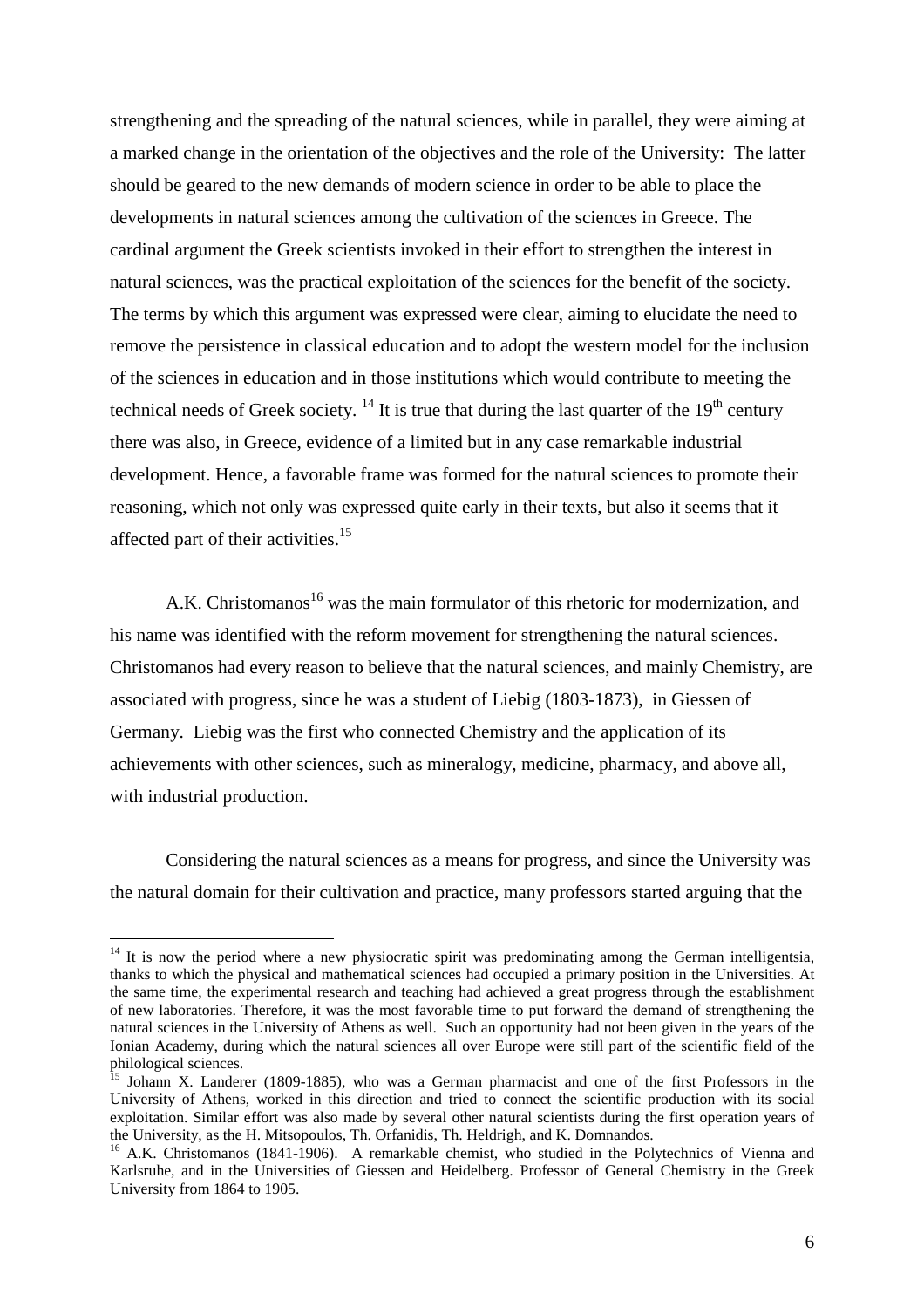strengthening and the spreading of the natural sciences, while in parallel, they were aiming at a marked change in the orientation of the objectives and the role of the University: The latter should be geared to the new demands of modern science in order to be able to place the developments in natural sciences among the cultivation of the sciences in Greece. The cardinal argument the Greek scientists invoked in their effort to strengthen the interest in natural sciences, was the practical exploitation of the sciences for the benefit of the society. The terms by which this argument was expressed were clear, aiming to elucidate the need to remove the persistence in classical education and to adopt the western model for the inclusion of the sciences in education and in those institutions which would contribute to meeting the technical needs of Greek society. [14] It is true that during the last quarter of the 19th century there was also, in Greece, evidence of a limited but in any case remarkable industrial development. Hence, a favorable frame was formed for the natural sciences to promote their reasoning, which not only was expressed quite early in their texts, but also it seems that it affected part of their activities.[15]

A.K. Christomanos[16] was the main formulator of this rhetoric for modernization, and his name was identified with the reform movement for strengthening the natural sciences. Christomanos had every reason to believe that the natural sciences, and mainly Chemistry, are associated with progress, since he was a student of Liebig (1803-1873), in Giessen of Germany. Liebig was the first who connected Chemistry and the application of its achievements with other sciences, such as mineralogy, medicine, pharmacy, and above all, with industrial production.

Considering the natural sciences as a means for progress, and since the University was the natural domain for their cultivation and practice, many professors started arguing that the

---

[14] It is now the period where a new physiocratic spirit was predominating among the German intelligentsia, thanks to which the physical and mathematical sciences had occupied a primary position in the Universities. At the same time, the experimental research and teaching had achieved a great progress through the establishment of new laboratories. Therefore, it was the most favorable time to put forward the demand of strengthening the natural sciences in the University of Athens as well. Such an opportunity had not been given in the years of the Ionian Academy, during which the natural sciences all over Europe were still part of the scientific field of the philological sciences.

[15] Johann X. Landerer (1809-1885), who was a German pharmacist and one of the first Professors in the University of Athens, worked in this direction and tried to connect the scientific production with its social exploitation. Similar effort was also made by several other natural scientists during the first operation years of the University, as the H. Mitsopoulos, Th. Orfanidis, Th. Heldrigh, and K. Domnandos.

[16] A.K. Christomanos (1841-1906). A remarkable chemist, who studied in the Polytechnics of Vienna and Karlsruhe, and in the Universities of Giessen and Heidelberg. Professor of General Chemistry in the Greek University from 1864 to 1905.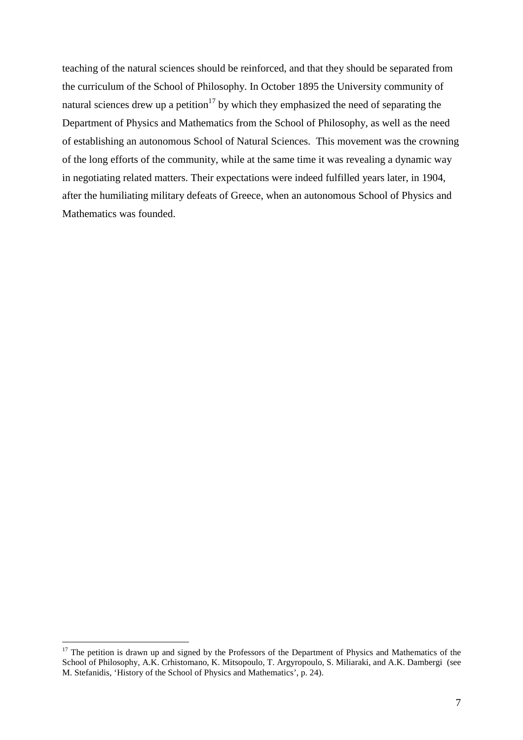teaching of the natural sciences should be reinforced, and that they should be separated from the curriculum of the School of Philosophy. In October 1895 the University community of natural sciences drew up a petition[17] by which they emphasized the need of separating the Department of Physics and Mathematics from the School of Philosophy, as well as the need of establishing an autonomous School of Natural Sciences. This movement was the crowning of the long efforts of the community, while at the same time it was revealing a dynamic way in negotiating related matters. Their expectations were indeed fulfilled years later, in 1904, after the humiliating military defeats of Greece, when an autonomous School of Physics and Mathematics was founded.

---

[17] The petition is drawn up and signed by the Professors of the Department of Physics and Mathematics of the School of Philosophy, A.K. Crhistomano, K. Mitsopoulo, T. Argyropoulo, S. Miliaraki, and A.K. Dambergi (see M. Stefanidis, 'History of the School of Physics and Mathematics', p. 24).